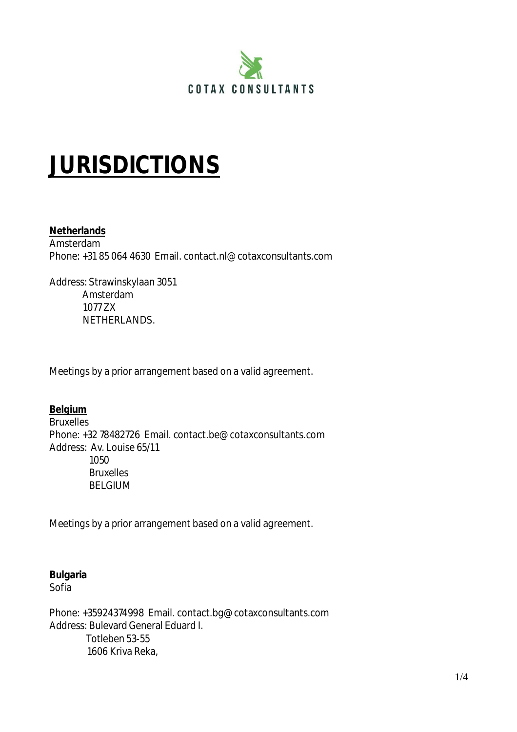COTAX CONSULTANTS

# JURISDICTIONS

**Netherlands**
Amsterdam
Phone: +31 85 064 4630 Email. contact.nl@cotaxconsultants.com

Address: Strawinskylaan 3051
Amsterdam
1077 ZX
NETHERLANDS.

Meetings by a prior arrangement based on a valid agreement.

**Belgium**
Bruxelles
Phone: +32 78482726 Email. contact.be@cotaxconsultants.com
Address: Av. Louise 65/11
1050
Bruxelles
BELGIUM

Meetings by a prior arrangement based on a valid agreement.

**Bulgaria**
Sofia

Phone: +35924374998 Email. contact.bg@cotaxconsultants.com
Address: Bulevard General Eduard I.
Totleben 53-55
1606 Kriva Reka,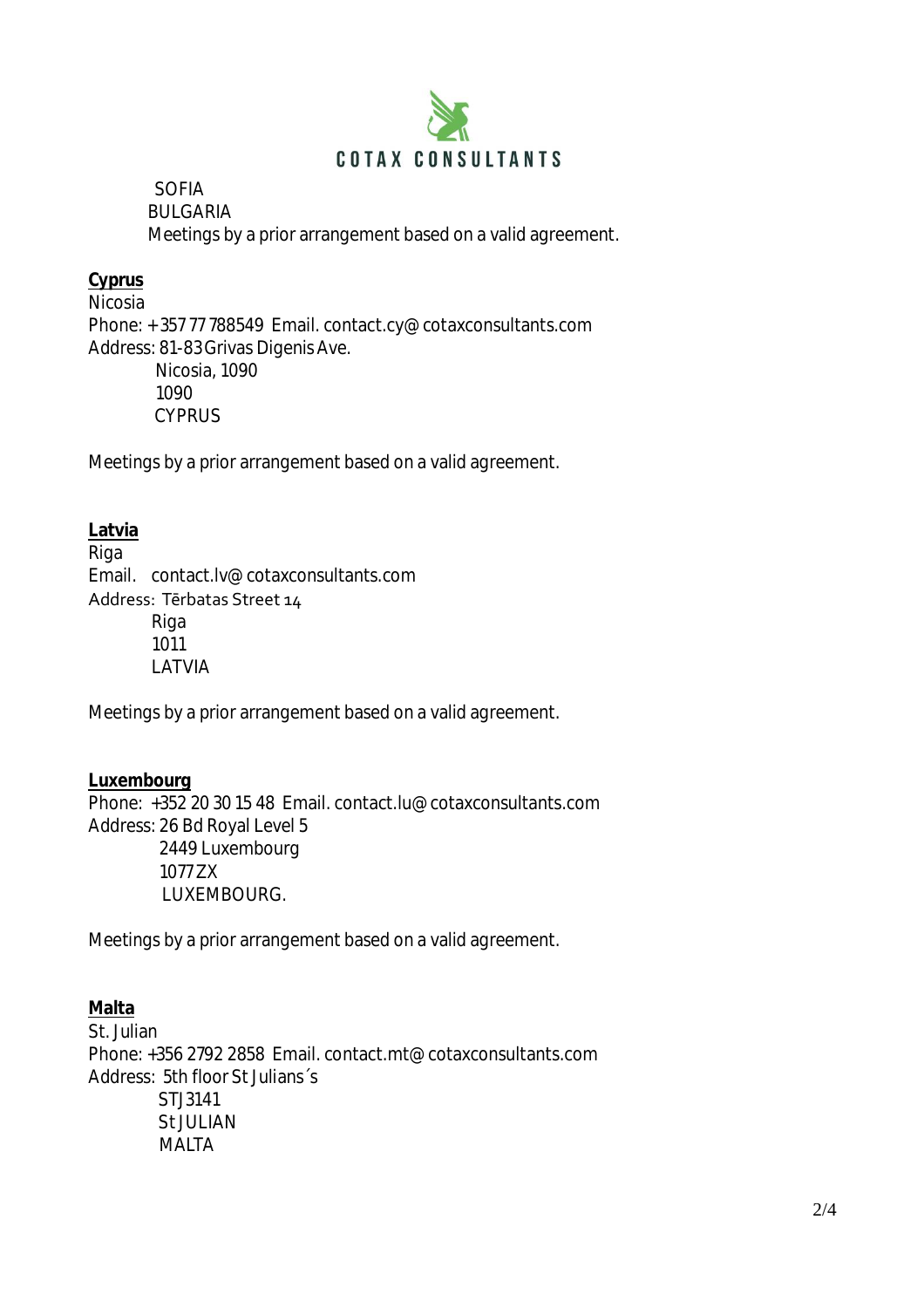SOFIA
BULGARIA
Meetings by a prior arrangement based on a valid agreement.

**Cyprus**
Nicosia
Phone: + 357 77 788549 Email. contact.cy@ cotaxconsultants.com
Address: 81-83 Grivas Digenis Ave.
Nicosia, 1090
1090
CYPRUS

Meetings by a prior arrangement based on a valid agreement.

**Latvia**
Riga
Email. contact.lv@ cotaxconsultants.com
Address: Tērbatas Street 14
Riga
1011
LATVIA

Meetings by a prior arrangement based on a valid agreement.

**Luxembourg**
Phone: +352 20 30 15 48 Email. contact.lu@ cotaxconsultants.com
Address: 26 Bd Royal Level 5
2449 Luxembourg
1077 ZX
LUXEMBOURG.

Meetings by a prior arrangement based on a valid agreement.

**Malta**
St. Julian
Phone: +356 2792 2858 Email. contact.mt@ cotaxconsultants.com
Address: 5th floor St Julians´s
STJ3141
St JULIAN
MALTA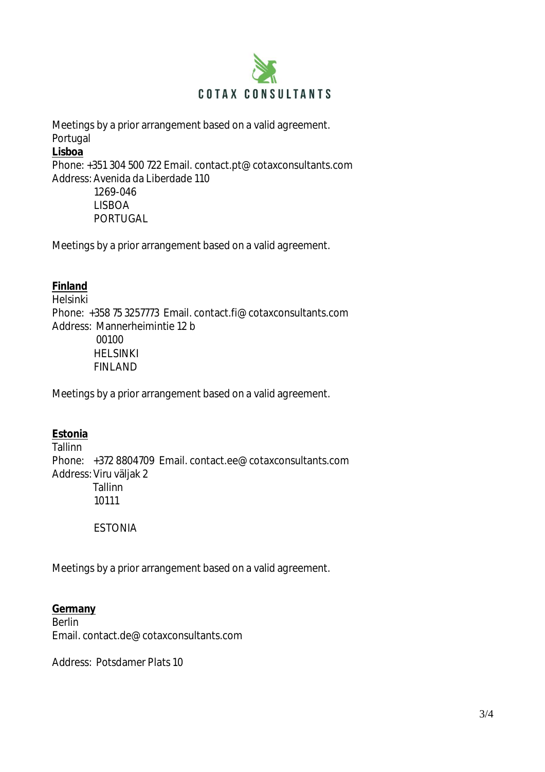COTAX CONSULTANTS

Meetings by a prior arrangement based on a valid agreement.
Portugal

**Lisboa**

Phone: +351 304 500 722 Email. contact.pt@ cotaxconsultants.com
Address: Avenida da Liberdade 110
1269-046
LISBOA
PORTUGAL

Meetings by a prior arrangement based on a valid agreement.

**Finland**

Helsinki
Phone: +358 75 3257773 Email. contact.fi@ cotaxconsultants.com
Address: Mannerheimintie 12 b
00100
HELSINKI
FINLAND

Meetings by a prior arrangement based on a valid agreement.

**Estonia**

Tallinn
Phone: +372 8804709 Email. contact.ee@ cotaxconsultants.com
Address: Viru väljak 2
Tallinn
10111

ESTONIA

Meetings by a prior arrangement based on a valid agreement.

**Germany**

Berlin
Email. contact.de@ cotaxconsultants.com

Address: Potsdamer Plats 10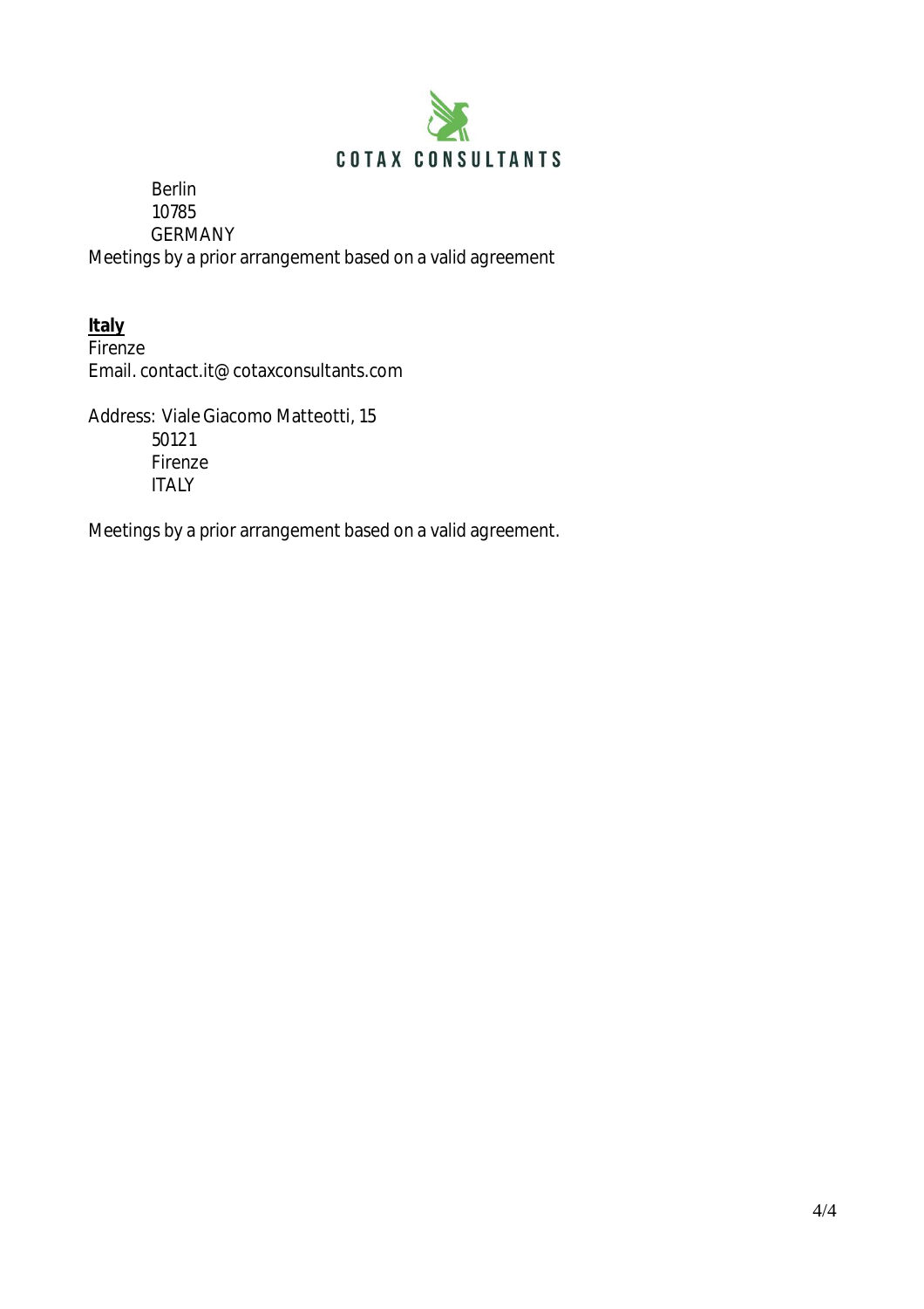Berlin
10785
GERMANY

Meetings by a prior arrangement based on a valid agreement

**Italy**

Firenze
Email. contact.it@cotaxconsultants.com

Address: Viale Giacomo Matteotti, 15
50121
Firenze
ITALY

Meetings by a prior arrangement based on a valid agreement.